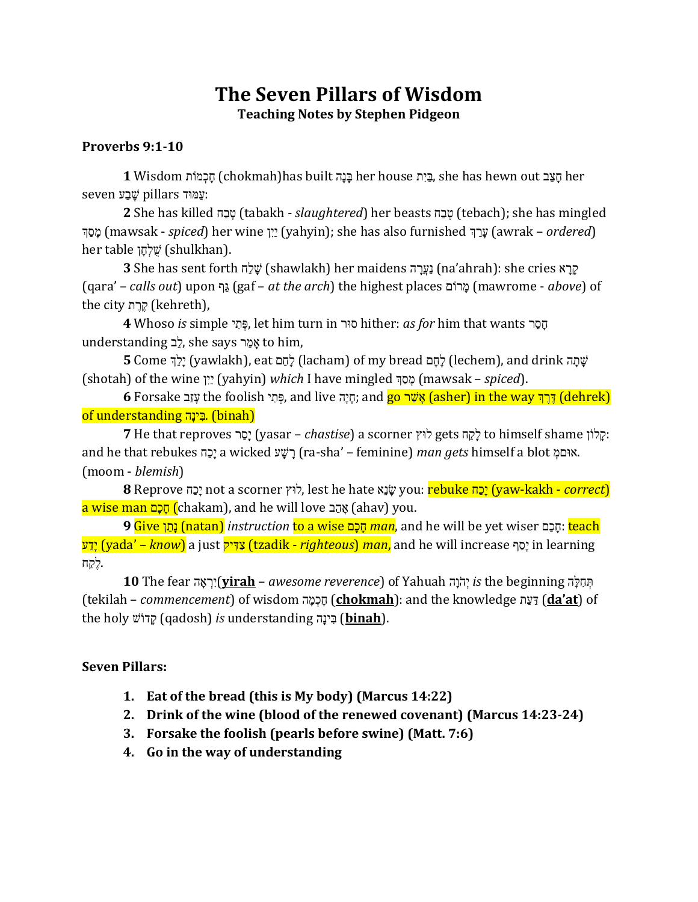# The Seven Pillars of Wisdom

**Teaching Notes by Stephen Pidgeon**

**Proverbs 9:1-10**

**1** Wisdom חָכְמוֹת (chokmah)has built בָּנָה her house בַּיִת, she has hewn out חָצַב her seven שֶׁבַע pillars עַמּוּד:

**2** She has killed טָבַח (tabakh - *slaughtered*) her beasts טֶבַח (tebach); she has mingled מָסַךְ (mawsak - *spiced*) her wine יַיִן (yahyin); she has also furnished עָרַךְ (awrak – *ordered*) her table שֻׁלְחָן (shulkhan).

**3** She has sent forth שָׁלַח (shawlakh) her maidens נַעֲרָה (na'ahrah): she cries קָרָא (qara' – *calls out*) upon גַּף (gaf – *at the arch*) the highest places מָרוֹם (mawrome - *above*) of the city קֶרֶת (kehreth),

**4** Whoso *is* simple פְּתִי, let him turn in סוּר hither: *as for* him that wants חָסֵר understanding לֵב, she says אָמַר to him,

**5** Come יָלַךְ (yawlakh), eat לָחַם (lacham) of my bread לֶחֶם (lechem), and drink שָׁתָה (shotah) of the wine יַיִן (yahyin) *which* I have mingled מָסַךְ (mawsak – *spiced*).

**6** Forsake עָזַב the foolish פְּתִי, and live חָיָה; and go אָשַׁר (asher) in the way דֶּרֶךְ (dehrek) of understanding בִּינָה. (binah)

**7** He that reproves יָסַר (yasar – *chastise*) a scorner לוּץ gets לָקַח to himself shame קָלוֹן: and he that rebukes יָכַח a wicked רָשָׁע (ra-sha' – feminine) *man gets* himself a blot מְאוּם. (moom - *blemish*)

**8** Reprove יָכַח not a scorner לוּץ, lest he hate שָׂנֵא you: rebuke יָכַח (yaw-kakh - *correct*) a wise man חָכָם (chakam), and he will love אָהֵב (ahav) you.

**9** Give נָתַן (natan) *instruction* to a wise חָכָם *man*, and he will be yet wiser חָכַם: teach יָדַע (yada' – *know*) a just צַדִּיק (tzadik - *righteous*) *man*, and he will increase יָסַף in learning לֶקַח.

**10** The fear יִרְאָה(**yirah** – *awesome reverence*) of Yahuah יְהֹוָה *is* the beginning תְּחִלָּה (tekilah – *commencement*) of wisdom חָכְמָה (**chokmah**): and the knowledge דַּעַת (**da'at**) of the holy קָדוֹשׁ (qadosh) *is* understanding בִּינָה (**binah**).

**Seven Pillars:**

1. **Eat of the bread (this is My body) (Marcus 14:22)**
2. **Drink of the wine (blood of the renewed covenant) (Marcus 14:23-24)**
3. **Forsake the foolish (pearls before swine) (Matt. 7:6)**
4. **Go in the way of understanding**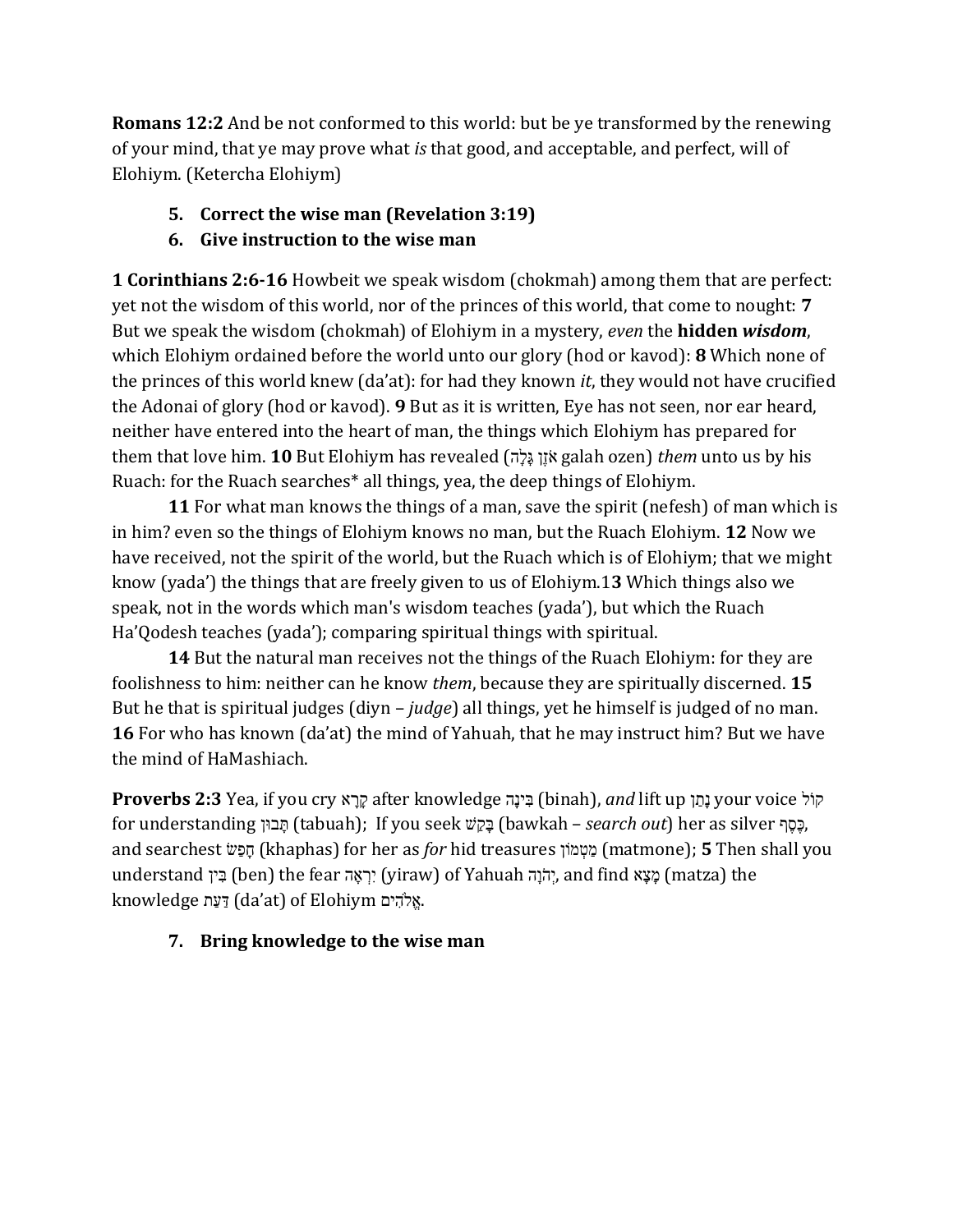**Romans 12:2** And be not conformed to this world: but be ye transformed by the renewing of your mind, that ye may prove what *is* that good, and acceptable, and perfect, will of Elohiym. (Ketercha Elohiym)

5. **Correct the wise man (Revelation 3:19)**
6. **Give instruction to the wise man**

**1 Corinthians 2:6-16** Howbeit we speak wisdom (chokmah) among them that are perfect: yet not the wisdom of this world, nor of the princes of this world, that come to nought: **7** But we speak the wisdom (chokmah) of Elohiym in a mystery, *even* the **hidden *wisdom***, which Elohiym ordained before the world unto our glory (hod or kavod): **8** Which none of the princes of this world knew (da'at): for had they known *it*, they would not have crucified the Adonai of glory (hod or kavod). **9** But as it is written, Eye has not seen, nor ear heard, neither have entered into the heart of man, the things which Elohiym has prepared for them that love him. **10** But Elohiym has revealed (אֹזֶן גָּלָה galah ozen) *them* unto us by his Ruach: for the Ruach searches* all things, yea, the deep things of Elohiym.

**11** For what man knows the things of a man, save the spirit (nefesh) of man which is in him? even so the things of Elohiym knows no man, but the Ruach Elohiym. **12** Now we have received, not the spirit of the world, but the Ruach which is of Elohiym; that we might know (yada') the things that are freely given to us of Elohiym.1**3** Which things also we speak, not in the words which man's wisdom teaches (yada'), but which the Ruach Ha'Qodesh teaches (yada'); comparing spiritual things with spiritual.

**14** But the natural man receives not the things of the Ruach Elohiym: for they are foolishness to him: neither can he know *them*, because they are spiritually discerned. **15** But he that is spiritual judges (diyn – *judge*) all things, yet he himself is judged of no man. **16** For who has known (da'at) the mind of Yahuah, that he may instruct him? But we have the mind of HaMashiach.

**Proverbs 2:3** Yea, if you cry קָרָא after knowledge בִּינָה (binah), *and* lift up נָתַן your voice קוֹל for understanding תָּבוּן (tabuah); If you seek בָּקַשׁ (bawkah – *search out*) her as silver כֶּסֶף, and searchest חָפַשׂ (khaphas) for her as *for* hid treasures מַטְמוֹן (matmone); **5** Then shall you understand בִּין (ben) the fear יִרְאָה (yiraw) of Yahuah יְהֹוָה, and find מָצָא (matza) the knowledge דַּעַת (da'at) of Elohiym אֱלֹהִים.

7. **Bring knowledge to the wise man**